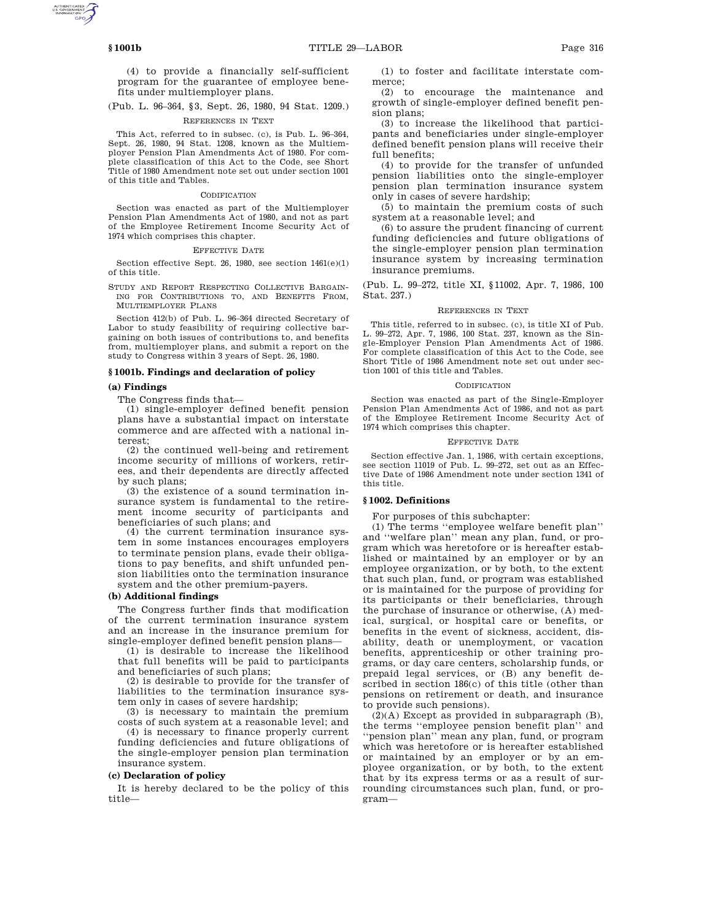(4) to provide a financially self-sufficient program for the guarantee of employee benefits under multiemployer plans.

(Pub. L. 96–364, §3, Sept. 26, 1980, 94 Stat. 1209.)

REFERENCES IN TEXT

This Act, referred to in subsec. (c), is Pub. L. 96–364, Sept. 26, 1980, 94 Stat. 1208, known as the Multiemployer Pension Plan Amendments Act of 1980. For complete classification of this Act to the Code, see Short Title of 1980 Amendment note set out under section 1001 of this title and Tables.

CODIFICATION

Section was enacted as part of the Multiemployer Pension Plan Amendments Act of 1980, and not as part of the Employee Retirement Income Security Act of 1974 which comprises this chapter.

EFFECTIVE DATE

Section effective Sept. 26, 1980, see section 1461(e)(1) of this title.

STUDY AND REPORT RESPECTING COLLECTIVE BARGAINING FOR CONTRIBUTIONS TO, AND BENEFITS FROM, MULTIEMPLOYER PLANS

Section 412(b) of Pub. L. 96–364 directed Secretary of Labor to study feasibility of requiring collective bargaining on both issues of contributions to, and benefits from, multiemployer plans, and submit a report on the study to Congress within 3 years of Sept. 26, 1980.

### § 1001b. Findings and declaration of policy

**(a) Findings**

The Congress finds that—

(1) single-employer defined benefit pension plans have a substantial impact on interstate commerce and are affected with a national interest;

(2) the continued well-being and retirement income security of millions of workers, retirees, and their dependents are directly affected by such plans;

(3) the existence of a sound termination insurance system is fundamental to the retirement income security of participants and beneficiaries of such plans; and

(4) the current termination insurance system in some instances encourages employers to terminate pension plans, evade their obligations to pay benefits, and shift unfunded pension liabilities onto the termination insurance system and the other premium-payers.

**(b) Additional findings**

The Congress further finds that modification of the current termination insurance system and an increase in the insurance premium for single-employer defined benefit pension plans—

(1) is desirable to increase the likelihood that full benefits will be paid to participants and beneficiaries of such plans;

(2) is desirable to provide for the transfer of liabilities to the termination insurance system only in cases of severe hardship;

(3) is necessary to maintain the premium costs of such system at a reasonable level; and

(4) is necessary to finance properly current funding deficiencies and future obligations of the single-employer pension plan termination insurance system.

**(c) Declaration of policy**

It is hereby declared to be the policy of this title—

(1) to foster and facilitate interstate commerce;

(2) to encourage the maintenance and growth of single-employer defined benefit pension plans;

(3) to increase the likelihood that participants and beneficiaries under single-employer defined benefit pension plans will receive their full benefits;

(4) to provide for the transfer of unfunded pension liabilities onto the single-employer pension plan termination insurance system only in cases of severe hardship;

(5) to maintain the premium costs of such system at a reasonable level; and

(6) to assure the prudent financing of current funding deficiencies and future obligations of the single-employer pension plan termination insurance system by increasing termination insurance premiums.

(Pub. L. 99–272, title XI, §11002, Apr. 7, 1986, 100 Stat. 237.)

REFERENCES IN TEXT

This title, referred to in subsec. (c), is title XI of Pub. L. 99–272, Apr. 7, 1986, 100 Stat. 237, known as the Single-Employer Pension Plan Amendments Act of 1986. For complete classification of this Act to the Code, see Short Title of 1986 Amendment note set out under section 1001 of this title and Tables.

CODIFICATION

Section was enacted as part of the Single-Employer Pension Plan Amendments Act of 1986, and not as part of the Employee Retirement Income Security Act of 1974 which comprises this chapter.

EFFECTIVE DATE

Section effective Jan. 1, 1986, with certain exceptions, see section 11019 of Pub. L. 99–272, set out as an Effective Date of 1986 Amendment note under section 1341 of this title.

### § 1002. Definitions

For purposes of this subchapter:

(1) The terms ''employee welfare benefit plan'' and ''welfare plan'' mean any plan, fund, or program which was heretofore or is hereafter established or maintained by an employer or by an employee organization, or by both, to the extent that such plan, fund, or program was established or is maintained for the purpose of providing for its participants or their beneficiaries, through the purchase of insurance or otherwise, (A) medical, surgical, or hospital care or benefits, or benefits in the event of sickness, accident, disability, death or unemployment, or vacation benefits, apprenticeship or other training programs, or day care centers, scholarship funds, or prepaid legal services, or (B) any benefit described in section 186(c) of this title (other than pensions on retirement or death, and insurance to provide such pensions).

(2)(A) Except as provided in subparagraph (B), the terms ''employee pension benefit plan'' and ''pension plan'' mean any plan, fund, or program which was heretofore or is hereafter established or maintained by an employer or by an employee organization, or by both, to the extent that by its express terms or as a result of surrounding circumstances such plan, fund, or program—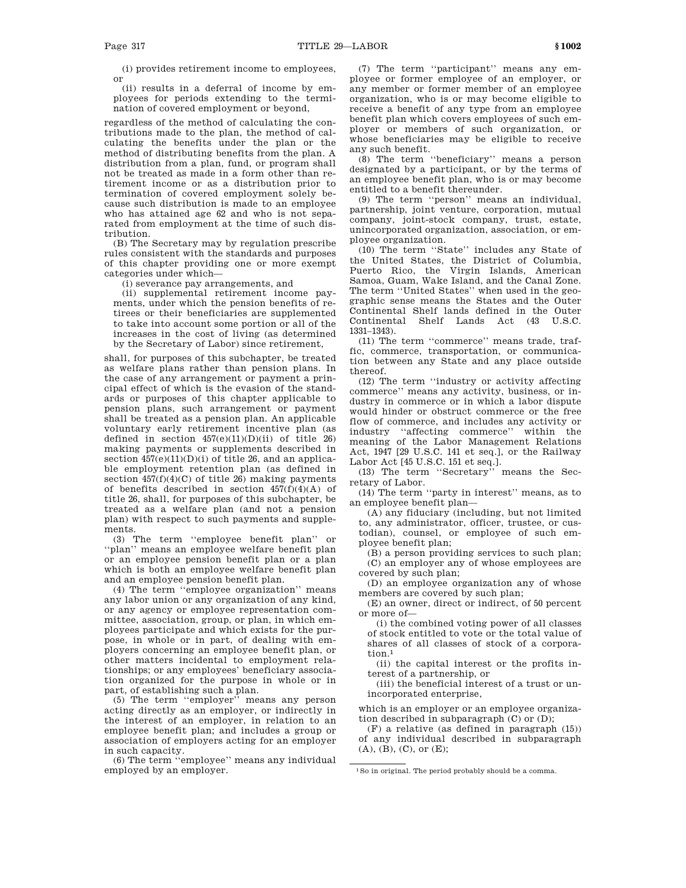(i) provides retirement income to employees, or

(ii) results in a deferral of income by employees for periods extending to the termination of covered employment or beyond,

regardless of the method of calculating the contributions made to the plan, the method of calculating the benefits under the plan or the method of distributing benefits from the plan. A distribution from a plan, fund, or program shall not be treated as made in a form other than retirement income or as a distribution prior to termination of covered employment solely because such distribution is made to an employee who has attained age 62 and who is not separated from employment at the time of such distribution.

(B) The Secretary may by regulation prescribe rules consistent with the standards and purposes of this chapter providing one or more exempt categories under which—

(i) severance pay arrangements, and

(ii) supplemental retirement income payments, under which the pension benefits of retirees or their beneficiaries are supplemented to take into account some portion or all of the increases in the cost of living (as determined by the Secretary of Labor) since retirement,

shall, for purposes of this subchapter, be treated as welfare plans rather than pension plans. In the case of any arrangement or payment a principal effect of which is the evasion of the standards or purposes of this chapter applicable to pension plans, such arrangement or payment shall be treated as a pension plan. An applicable voluntary early retirement incentive plan (as defined in section 457(e)(11)(D)(ii) of title 26) making payments or supplements described in section 457(e)(11)(D)(i) of title 26, and an applicable employment retention plan (as defined in section 457(f)(4)(C) of title 26) making payments of benefits described in section 457(f)(4)(A) of title 26, shall, for purposes of this subchapter, be treated as a welfare plan (and not a pension plan) with respect to such payments and supplements.

(3) The term ''employee benefit plan'' or ''plan'' means an employee welfare benefit plan or an employee pension benefit plan or a plan which is both an employee welfare benefit plan and an employee pension benefit plan.

(4) The term ''employee organization'' means any labor union or any organization of any kind, or any agency or employee representation committee, association, group, or plan, in which employees participate and which exists for the purpose, in whole or in part, of dealing with employers concerning an employee benefit plan, or other matters incidental to employment relationships; or any employees' beneficiary association organized for the purpose in whole or in part, of establishing such a plan.

(5) The term ''employer'' means any person acting directly as an employer, or indirectly in the interest of an employer, in relation to an employee benefit plan; and includes a group or association of employers acting for an employer in such capacity.

(6) The term ''employee'' means any individual employed by an employer.

(7) The term ''participant'' means any employee or former employee of an employer, or any member or former member of an employee organization, who is or may become eligible to receive a benefit of any type from an employee benefit plan which covers employees of such employer or members of such organization, or whose beneficiaries may be eligible to receive any such benefit.

(8) The term ''beneficiary'' means a person designated by a participant, or by the terms of an employee benefit plan, who is or may become entitled to a benefit thereunder.

(9) The term ''person'' means an individual, partnership, joint venture, corporation, mutual company, joint-stock company, trust, estate, unincorporated organization, association, or employee organization.

(10) The term ''State'' includes any State of the United States, the District of Columbia, Puerto Rico, the Virgin Islands, American Samoa, Guam, Wake Island, and the Canal Zone. The term ''United States'' when used in the geographic sense means the States and the Outer Continental Shelf lands defined in the Outer Continental Shelf Lands Act (43 U.S.C. 1331–1343).

(11) The term ''commerce'' means trade, traffic, commerce, transportation, or communication between any State and any place outside thereof.

(12) The term ''industry or activity affecting commerce'' means any activity, business, or industry in commerce or in which a labor dispute would hinder or obstruct commerce or the free flow of commerce, and includes any activity or industry ''affecting commerce'' within the meaning of the Labor Management Relations Act, 1947 [29 U.S.C. 141 et seq.], or the Railway Labor Act [45 U.S.C. 151 et seq.].

(13) The term ''Secretary'' means the Secretary of Labor.

(14) The term ''party in interest'' means, as to an employee benefit plan—

(A) any fiduciary (including, but not limited to, any administrator, officer, trustee, or custodian), counsel, or employee of such employee benefit plan;

(B) a person providing services to such plan;

(C) an employer any of whose employees are covered by such plan;

(D) an employee organization any of whose members are covered by such plan;

(E) an owner, direct or indirect, of 50 percent or more of—

(i) the combined voting power of all classes of stock entitled to vote or the total value of shares of all classes of stock of a corporation.[1]

(ii) the capital interest or the profits interest of a partnership, or

(iii) the beneficial interest of a trust or unincorporated enterprise,

which is an employer or an employee organization described in subparagraph (C) or (D);

(F) a relative (as defined in paragraph (15)) of any individual described in subparagraph (A), (B), (C), or (E);

---

[1] So in original. The period probably should be a comma.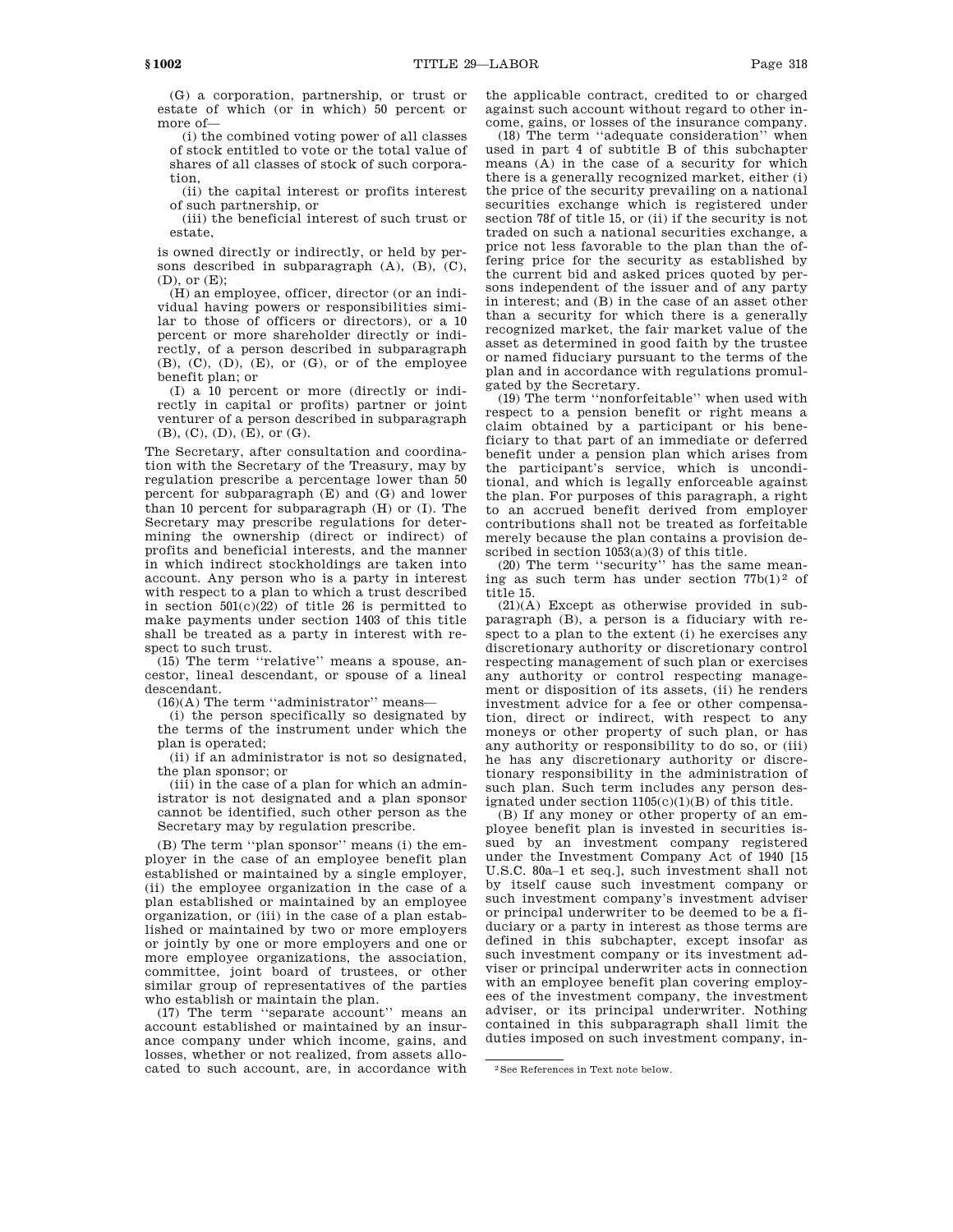(G) a corporation, partnership, or trust or estate of which (or in which) 50 percent or more of—

(i) the combined voting power of all classes of stock entitled to vote or the total value of shares of all classes of stock of such corporation,

(ii) the capital interest or profits interest of such partnership, or

(iii) the beneficial interest of such trust or estate,

is owned directly or indirectly, or held by persons described in subparagraph (A), (B), (C), (D), or (E);

(H) an employee, officer, director (or an individual having powers or responsibilities similar to those of officers or directors), or a 10 percent or more shareholder directly or indirectly, of a person described in subparagraph (B), (C), (D), (E), or (G), or of the employee benefit plan; or

(I) a 10 percent or more (directly or indirectly in capital or profits) partner or joint venturer of a person described in subparagraph (B), (C), (D), (E), or (G).

The Secretary, after consultation and coordination with the Secretary of the Treasury, may by regulation prescribe a percentage lower than 50 percent for subparagraph (E) and (G) and lower than 10 percent for subparagraph (H) or (I). The Secretary may prescribe regulations for determining the ownership (direct or indirect) of profits and beneficial interests, and the manner in which indirect stockholdings are taken into account. Any person who is a party in interest with respect to a plan to which a trust described in section 501(c)(22) of title 26 is permitted to make payments under section 1403 of this title shall be treated as a party in interest with respect to such trust.

(15) The term ''relative'' means a spouse, ancestor, lineal descendant, or spouse of a lineal descendant.

(16)(A) The term ''administrator'' means—

(i) the person specifically so designated by the terms of the instrument under which the plan is operated;

(ii) if an administrator is not so designated, the plan sponsor; or

(iii) in the case of a plan for which an administrator is not designated and a plan sponsor cannot be identified, such other person as the Secretary may by regulation prescribe.

(B) The term ''plan sponsor'' means (i) the employer in the case of an employee benefit plan established or maintained by a single employer, (ii) the employee organization in the case of a plan established or maintained by an employee organization, or (iii) in the case of a plan established or maintained by two or more employers or jointly by one or more employers and one or more employee organizations, the association, committee, joint board of trustees, or other similar group of representatives of the parties who establish or maintain the plan.

(17) The term ''separate account'' means an account established or maintained by an insurance company under which income, gains, and losses, whether or not realized, from assets allocated to such account, are, in accordance with the applicable contract, credited to or charged against such account without regard to other income, gains, or losses of the insurance company.

(18) The term ''adequate consideration'' when used in part 4 of subtitle B of this subchapter means (A) in the case of a security for which there is a generally recognized market, either (i) the price of the security prevailing on a national securities exchange which is registered under section 78f of title 15, or (ii) if the security is not traded on such a national securities exchange, a price not less favorable to the plan than the offering price for the security as established by the current bid and asked prices quoted by persons independent of the issuer and of any party in interest; and (B) in the case of an asset other than a security for which there is a generally recognized market, the fair market value of the asset as determined in good faith by the trustee or named fiduciary pursuant to the terms of the plan and in accordance with regulations promulgated by the Secretary.

(19) The term ''nonforfeitable'' when used with respect to a pension benefit or right means a claim obtained by a participant or his beneficiary to that part of an immediate or deferred benefit under a pension plan which arises from the participant's service, which is unconditional, and which is legally enforceable against the plan. For purposes of this paragraph, a right to an accrued benefit derived from employer contributions shall not be treated as forfeitable merely because the plan contains a provision described in section 1053(a)(3) of this title.

(20) The term ''security'' has the same meaning as such term has under section 77b(1)[2] of title 15.

(21)(A) Except as otherwise provided in subparagraph (B), a person is a fiduciary with respect to a plan to the extent (i) he exercises any discretionary authority or discretionary control respecting management of such plan or exercises any authority or control respecting management or disposition of its assets, (ii) he renders investment advice for a fee or other compensation, direct or indirect, with respect to any moneys or other property of such plan, or has any authority or responsibility to do so, or (iii) he has any discretionary authority or discretionary responsibility in the administration of such plan. Such term includes any person designated under section 1105(c)(1)(B) of this title.

(B) If any money or other property of an employee benefit plan is invested in securities issued by an investment company registered under the Investment Company Act of 1940 [15 U.S.C. 80a–1 et seq.], such investment shall not by itself cause such investment company or such investment company's investment adviser or principal underwriter to be deemed to be a fiduciary or a party in interest as those terms are defined in this subchapter, except insofar as such investment company or its investment adviser or principal underwriter acts in connection with an employee benefit plan covering employees of the investment company, the investment adviser, or its principal underwriter. Nothing contained in this subparagraph shall limit the duties imposed on such investment company, in-

[2] See References in Text note below.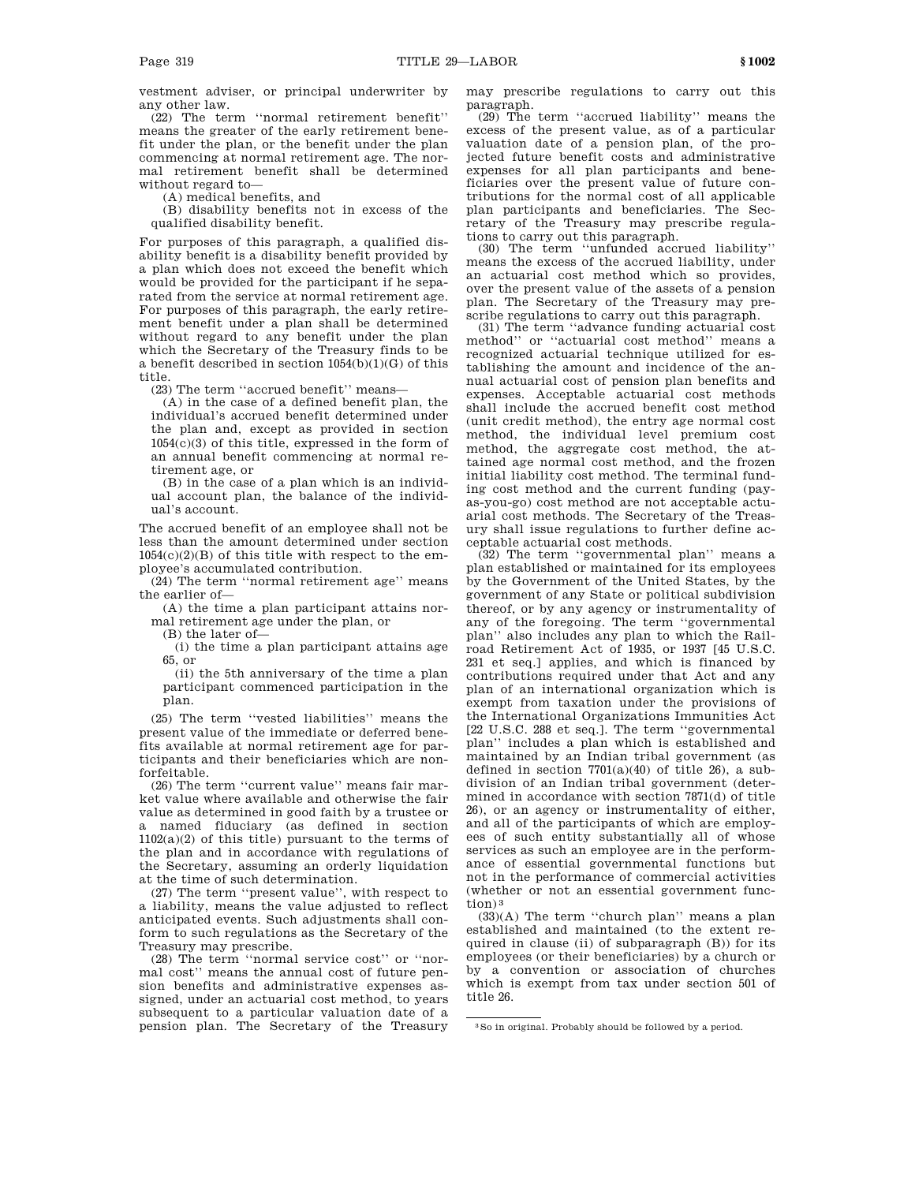vestment adviser, or principal underwriter by any other law.

(22) The term "normal retirement benefit" means the greater of the early retirement benefit under the plan, or the benefit under the plan commencing at normal retirement age. The normal retirement benefit shall be determined without regard to—

(A) medical benefits, and

(B) disability benefits not in excess of the qualified disability benefit.

For purposes of this paragraph, a qualified disability benefit is a disability benefit provided by a plan which does not exceed the benefit which would be provided for the participant if he separated from the service at normal retirement age. For purposes of this paragraph, the early retirement benefit under a plan shall be determined without regard to any benefit under the plan which the Secretary of the Treasury finds to be a benefit described in section 1054(b)(1)(G) of this title.

(23) The term "accrued benefit" means—

(A) in the case of a defined benefit plan, the individual's accrued benefit determined under the plan and, except as provided in section 1054(c)(3) of this title, expressed in the form of an annual benefit commencing at normal retirement age, or

(B) in the case of a plan which is an individual account plan, the balance of the individual's account.

The accrued benefit of an employee shall not be less than the amount determined under section 1054(c)(2)(B) of this title with respect to the employee's accumulated contribution.

(24) The term "normal retirement age" means the earlier of—

(A) the time a plan participant attains normal retirement age under the plan, or

(B) the later of—

(i) the time a plan participant attains age 65, or

(ii) the 5th anniversary of the time a plan participant commenced participation in the plan.

(25) The term "vested liabilities" means the present value of the immediate or deferred benefits available at normal retirement age for participants and their beneficiaries which are nonforfeitable.

(26) The term "current value" means fair market value where available and otherwise the fair value as determined in good faith by a trustee or a named fiduciary (as defined in section 1102(a)(2) of this title) pursuant to the terms of the plan and in accordance with regulations of the Secretary, assuming an orderly liquidation at the time of such determination.

(27) The term "present value", with respect to a liability, means the value adjusted to reflect anticipated events. Such adjustments shall conform to such regulations as the Secretary of the Treasury may prescribe.

(28) The term "normal service cost" or "normal cost" means the annual cost of future pension benefits and administrative expenses assigned, under an actuarial cost method, to years subsequent to a particular valuation date of a pension plan. The Secretary of the Treasury may prescribe regulations to carry out this paragraph.

(29) The term "accrued liability" means the excess of the present value, as of a particular valuation date of a pension plan, of the projected future benefit costs and administrative expenses for all plan participants and beneficiaries over the present value of future contributions for the normal cost of all applicable plan participants and beneficiaries. The Secretary of the Treasury may prescribe regulations to carry out this paragraph.

(30) The term "unfunded accrued liability" means the excess of the accrued liability, under an actuarial cost method which so provides, over the present value of the assets of a pension plan. The Secretary of the Treasury may prescribe regulations to carry out this paragraph.

(31) The term "advance funding actuarial cost method" or "actuarial cost method" means a recognized actuarial technique utilized for establishing the amount and incidence of the annual actuarial cost of pension plan benefits and expenses. Acceptable actuarial cost methods shall include the accrued benefit cost method (unit credit method), the entry age normal cost method, the individual level premium cost method, the aggregate cost method, the attained age normal cost method, and the frozen initial liability cost method. The terminal funding cost method and the current funding (pay-as-you-go) cost method are not acceptable actuarial cost methods. The Secretary of the Treasury shall issue regulations to further define acceptable actuarial cost methods.

(32) The term "governmental plan" means a plan established or maintained for its employees by the Government of the United States, by the government of any State or political subdivision thereof, or by any agency or instrumentality of any of the foregoing. The term "governmental plan" also includes any plan to which the Railroad Retirement Act of 1935, or 1937 [45 U.S.C. 231 et seq.] applies, and which is financed by contributions required under that Act and any plan of an international organization which is exempt from taxation under the provisions of the International Organizations Immunities Act [22 U.S.C. 288 et seq.]. The term "governmental plan" includes a plan which is established and maintained by an Indian tribal government (as defined in section 7701(a)(40) of title 26), a subdivision of an Indian tribal government (determined in accordance with section 7871(d) of title 26), or an agency or instrumentality of either, and all of the participants of which are employees of such entity substantially all of whose services as such an employee are in the performance of essential governmental functions but not in the performance of commercial activities (whether or not an essential government function)[3]

(33)(A) The term "church plan" means a plan established and maintained (to the extent required in clause (ii) of subparagraph (B)) for its employees (or their beneficiaries) by a church or by a convention or association of churches which is exempt from tax under section 501 of title 26.

[3] So in original. Probably should be followed by a period.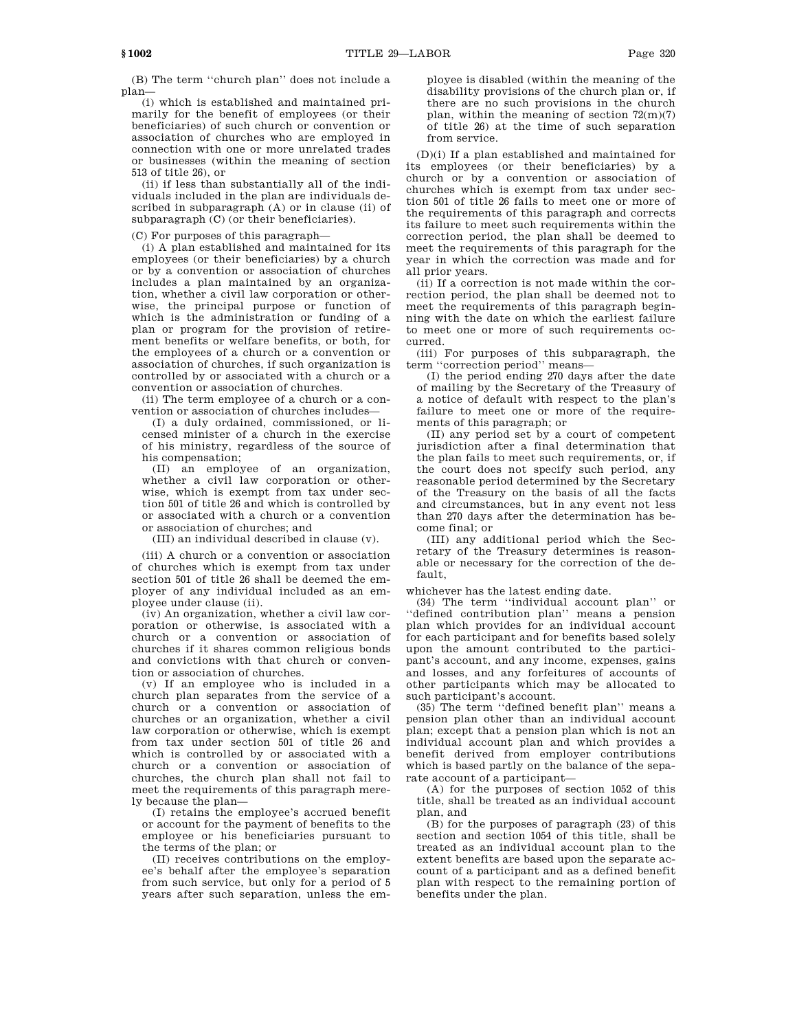(B) The term ''church plan'' does not include a plan—

(i) which is established and maintained primarily for the benefit of employees (or their beneficiaries) of such church or convention or association of churches who are employed in connection with one or more unrelated trades or businesses (within the meaning of section 513 of title 26), or

(ii) if less than substantially all of the individuals included in the plan are individuals described in subparagraph (A) or in clause (ii) of subparagraph (C) (or their beneficiaries).

(C) For purposes of this paragraph—

(i) A plan established and maintained for its employees (or their beneficiaries) by a church or by a convention or association of churches includes a plan maintained by an organization, whether a civil law corporation or otherwise, the principal purpose or function of which is the administration or funding of a plan or program for the provision of retirement benefits or welfare benefits, or both, for the employees of a church or a convention or association of churches, if such organization is controlled by or associated with a church or a convention or association of churches.

(ii) The term employee of a church or a convention or association of churches includes—

(I) a duly ordained, commissioned, or licensed minister of a church in the exercise of his ministry, regardless of the source of his compensation;

(II) an employee of an organization, whether a civil law corporation or otherwise, which is exempt from tax under section 501 of title 26 and which is controlled by or associated with a church or a convention or association of churches; and

(III) an individual described in clause (v).

(iii) A church or a convention or association of churches which is exempt from tax under section 501 of title 26 shall be deemed the employer of any individual included as an employee under clause (ii).

(iv) An organization, whether a civil law corporation or otherwise, is associated with a church or a convention or association of churches if it shares common religious bonds and convictions with that church or convention or association of churches.

(v) If an employee who is included in a church plan separates from the service of a church or a convention or association of churches or an organization, whether a civil law corporation or otherwise, which is exempt from tax under section 501 of title 26 and which is controlled by or associated with a church or a convention or association of churches, the church plan shall not fail to meet the requirements of this paragraph merely because the plan—

(I) retains the employee's accrued benefit or account for the payment of benefits to the employee or his beneficiaries pursuant to the terms of the plan; or

(II) receives contributions on the employee's behalf after the employee's separation from such service, but only for a period of 5 years after such separation, unless the employee is disabled (within the meaning of the disability provisions of the church plan or, if there are no such provisions in the church plan, within the meaning of section 72(m)(7) of title 26) at the time of such separation from service.

(D)(i) If a plan established and maintained for its employees (or their beneficiaries) by a church or by a convention or association of churches which is exempt from tax under section 501 of title 26 fails to meet one or more of the requirements of this paragraph and corrects its failure to meet such requirements within the correction period, the plan shall be deemed to meet the requirements of this paragraph for the year in which the correction was made and for all prior years.

(ii) If a correction is not made within the correction period, the plan shall be deemed not to meet the requirements of this paragraph beginning with the date on which the earliest failure to meet one or more of such requirements occurred.

(iii) For purposes of this subparagraph, the term ''correction period'' means—

(I) the period ending 270 days after the date of mailing by the Secretary of the Treasury of a notice of default with respect to the plan's failure to meet one or more of the requirements of this paragraph; or

(II) any period set by a court of competent jurisdiction after a final determination that the plan fails to meet such requirements, or, if the court does not specify such period, any reasonable period determined by the Secretary of the Treasury on the basis of all the facts and circumstances, but in any event not less than 270 days after the determination has become final; or

(III) any additional period which the Secretary of the Treasury determines is reasonable or necessary for the correction of the default,

whichever has the latest ending date.

(34) The term ''individual account plan'' or ''defined contribution plan'' means a pension plan which provides for an individual account for each participant and for benefits based solely upon the amount contributed to the participant's account, and any income, expenses, gains and losses, and any forfeitures of accounts of other participants which may be allocated to such participant's account.

(35) The term ''defined benefit plan'' means a pension plan other than an individual account plan; except that a pension plan which is not an individual account plan and which provides a benefit derived from employer contributions which is based partly on the balance of the separate account of a participant—

(A) for the purposes of section 1052 of this title, shall be treated as an individual account plan, and

(B) for the purposes of paragraph (23) of this section and section 1054 of this title, shall be treated as an individual account plan to the extent benefits are based upon the separate account of a participant and as a defined benefit plan with respect to the remaining portion of benefits under the plan.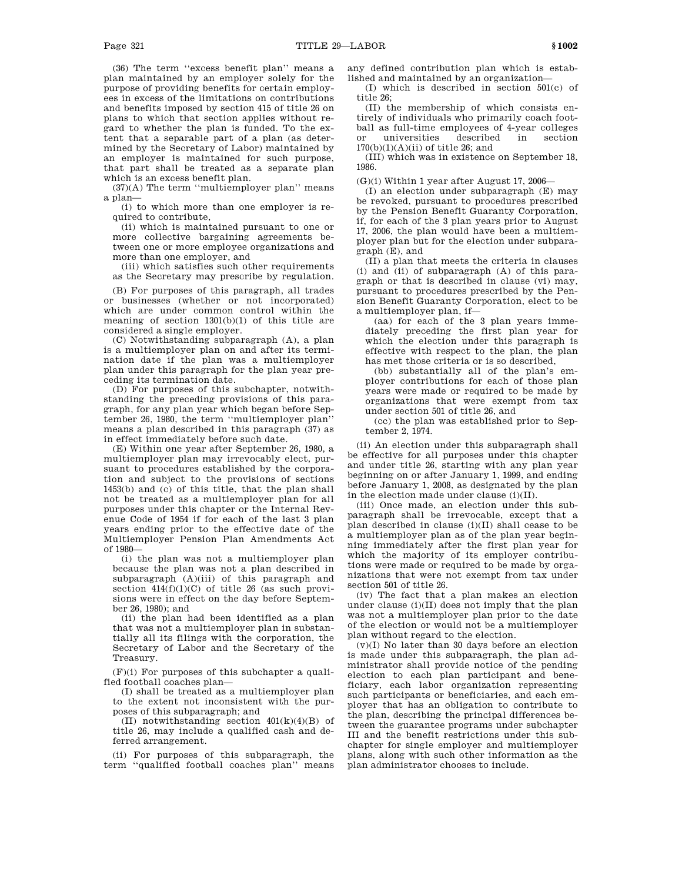(36) The term "excess benefit plan" means a plan maintained by an employer solely for the purpose of providing benefits for certain employees in excess of the limitations on contributions and benefits imposed by section 415 of title 26 on plans to which that section applies without regard to whether the plan is funded. To the extent that a separable part of a plan (as determined by the Secretary of Labor) maintained by an employer is maintained for such purpose, that part shall be treated as a separate plan which is an excess benefit plan.

(37)(A) The term "multiemployer plan" means a plan—

(i) to which more than one employer is required to contribute,

(ii) which is maintained pursuant to one or more collective bargaining agreements between one or more employee organizations and more than one employer, and

(iii) which satisfies such other requirements as the Secretary may prescribe by regulation.

(B) For purposes of this paragraph, all trades or businesses (whether or not incorporated) which are under common control within the meaning of section 1301(b)(1) of this title are considered a single employer.

(C) Notwithstanding subparagraph (A), a plan is a multiemployer plan on and after its termination date if the plan was a multiemployer plan under this paragraph for the plan year preceding its termination date.

(D) For purposes of this subchapter, notwithstanding the preceding provisions of this paragraph, for any plan year which began before September 26, 1980, the term "multiemployer plan" means a plan described in this paragraph (37) as in effect immediately before such date.

(E) Within one year after September 26, 1980, a multiemployer plan may irrevocably elect, pursuant to procedures established by the corporation and subject to the provisions of sections 1453(b) and (c) of this title, that the plan shall not be treated as a multiemployer plan for all purposes under this chapter or the Internal Revenue Code of 1954 if for each of the last 3 plan years ending prior to the effective date of the Multiemployer Pension Plan Amendments Act of 1980—

(i) the plan was not a multiemployer plan because the plan was not a plan described in subparagraph (A)(iii) of this paragraph and section 414(f)(1)(C) of title 26 (as such provisions were in effect on the day before September 26, 1980); and

(ii) the plan had been identified as a plan that was not a multiemployer plan in substantially all its filings with the corporation, the Secretary of Labor and the Secretary of the Treasury.

(F)(i) For purposes of this subchapter a qualified football coaches plan—

(I) shall be treated as a multiemployer plan to the extent not inconsistent with the purposes of this subparagraph; and

(II) notwithstanding section 401(k)(4)(B) of title 26, may include a qualified cash and deferred arrangement.

(ii) For purposes of this subparagraph, the term "qualified football coaches plan" means any defined contribution plan which is established and maintained by an organization—

(I) which is described in section 501(c) of title 26;

(II) the membership of which consists entirely of individuals who primarily coach football as full-time employees of 4-year colleges or universities described in section 170(b)(1)(A)(ii) of title 26; and

(III) which was in existence on September 18, 1986.

(G)(i) Within 1 year after August 17, 2006—

(I) an election under subparagraph (E) may be revoked, pursuant to procedures prescribed by the Pension Benefit Guaranty Corporation, if, for each of the 3 plan years prior to August 17, 2006, the plan would have been a multiemployer plan but for the election under subparagraph (E), and

(II) a plan that meets the criteria in clauses (i) and (ii) of subparagraph (A) of this paragraph or that is described in clause (vi) may, pursuant to procedures prescribed by the Pension Benefit Guaranty Corporation, elect to be a multiemployer plan, if—

(aa) for each of the 3 plan years immediately preceding the first plan year for which the election under this paragraph is effective with respect to the plan, the plan has met those criteria or is so described,

(bb) substantially all of the plan's employer contributions for each of those plan years were made or required to be made by organizations that were exempt from tax under section 501 of title 26, and

(cc) the plan was established prior to September 2, 1974.

(ii) An election under this subparagraph shall be effective for all purposes under this chapter and under title 26, starting with any plan year beginning on or after January 1, 1999, and ending before January 1, 2008, as designated by the plan in the election made under clause (i)(II).

(iii) Once made, an election under this subparagraph shall be irrevocable, except that a plan described in clause (i)(II) shall cease to be a multiemployer plan as of the plan year beginning immediately after the first plan year for which the majority of its employer contributions were made or required to be made by organizations that were not exempt from tax under section 501 of title 26.

(iv) The fact that a plan makes an election under clause (i)(II) does not imply that the plan was not a multiemployer plan prior to the date of the election or would not be a multiemployer plan without regard to the election.

(v)(I) No later than 30 days before an election is made under this subparagraph, the plan administrator shall provide notice of the pending election to each plan participant and beneficiary, each labor organization representing such participants or beneficiaries, and each employer that has an obligation to contribute to the plan, describing the principal differences between the guarantee programs under subchapter III and the benefit restrictions under this subchapter for single employer and multiemployer plans, along with such other information as the plan administrator chooses to include.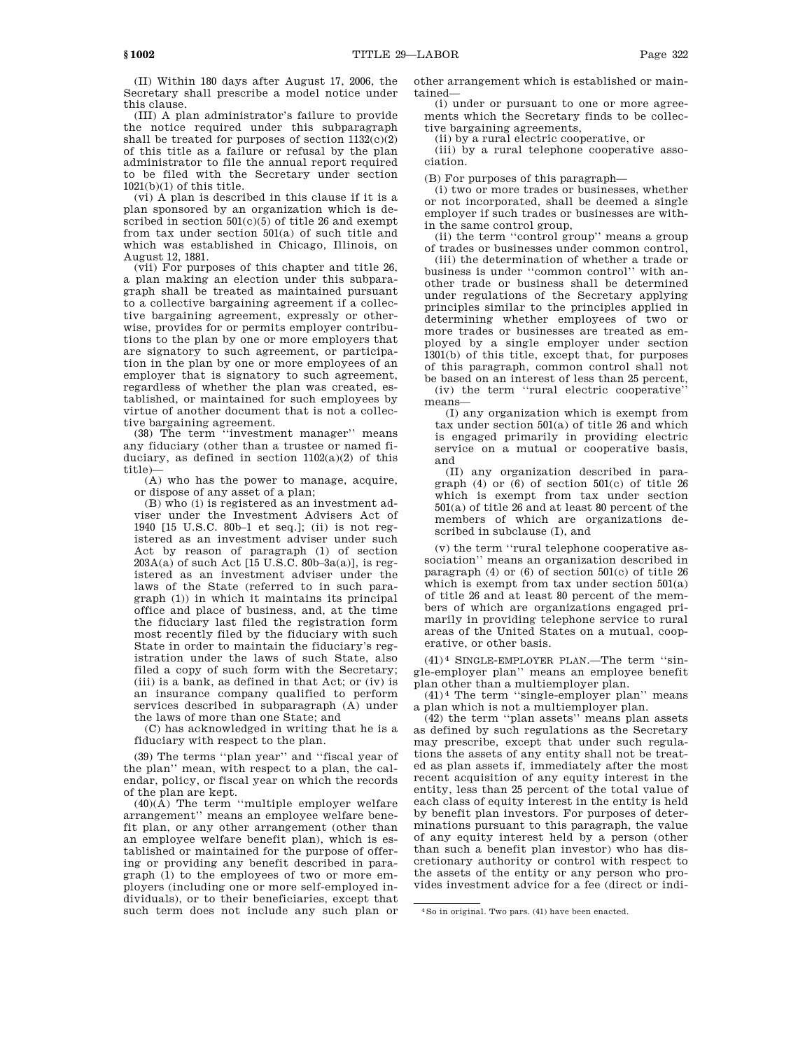(II) Within 180 days after August 17, 2006, the Secretary shall prescribe a model notice under this clause.

(III) A plan administrator's failure to provide the notice required under this subparagraph shall be treated for purposes of section 1132(c)(2) of this title as a failure or refusal by the plan administrator to file the annual report required to be filed with the Secretary under section 1021(b)(1) of this title.

(vi) A plan is described in this clause if it is a plan sponsored by an organization which is described in section 501(c)(5) of title 26 and exempt from tax under section 501(a) of such title and which was established in Chicago, Illinois, on August 12, 1881.

(vii) For purposes of this chapter and title 26, a plan making an election under this subparagraph shall be treated as maintained pursuant to a collective bargaining agreement if a collective bargaining agreement, expressly or otherwise, provides for or permits employer contributions to the plan by one or more employers that are signatory to such agreement, or participation in the plan by one or more employees of an employer that is signatory to such agreement, regardless of whether the plan was created, established, or maintained for such employees by virtue of another document that is not a collective bargaining agreement.

(38) The term "investment manager" means any fiduciary (other than a trustee or named fiduciary, as defined in section 1102(a)(2) of this title)—

(A) who has the power to manage, acquire, or dispose of any asset of a plan;

(B) who (i) is registered as an investment adviser under the Investment Advisers Act of 1940 [15 U.S.C. 80b–1 et seq.]; (ii) is not registered as an investment adviser under such Act by reason of paragraph (1) of section 203A(a) of such Act [15 U.S.C. 80b–3a(a)], is registered as an investment adviser under the laws of the State (referred to in such paragraph (1)) in which it maintains its principal office and place of business, and, at the time the fiduciary last filed the registration form most recently filed by the fiduciary with such State in order to maintain the fiduciary's registration under the laws of such State, also filed a copy of such form with the Secretary; (iii) is a bank, as defined in that Act; or (iv) is an insurance company qualified to perform services described in subparagraph (A) under the laws of more than one State; and

(C) has acknowledged in writing that he is a fiduciary with respect to the plan.

(39) The terms "plan year" and "fiscal year of the plan" mean, with respect to a plan, the calendar, policy, or fiscal year on which the records of the plan are kept.

(40)(A) The term "multiple employer welfare arrangement" means an employee welfare benefit plan, or any other arrangement (other than an employee welfare benefit plan), which is established or maintained for the purpose of offering or providing any benefit described in paragraph (1) to the employees of two or more employers (including one or more self-employed individuals), or to their beneficiaries, except that such term does not include any such plan or other arrangement which is established or maintained—

(i) under or pursuant to one or more agreements which the Secretary finds to be collective bargaining agreements,

(ii) by a rural electric cooperative, or

(iii) by a rural telephone cooperative association.

(B) For purposes of this paragraph—

(i) two or more trades or businesses, whether or not incorporated, shall be deemed a single employer if such trades or businesses are within the same control group,

(ii) the term "control group" means a group of trades or businesses under common control,

(iii) the determination of whether a trade or business is under "common control" with another trade or business shall be determined under regulations of the Secretary applying principles similar to the principles applied in determining whether employees of two or more trades or businesses are treated as employed by a single employer under section 1301(b) of this title, except that, for purposes of this paragraph, common control shall not be based on an interest of less than 25 percent,

(iv) the term "rural electric cooperative" means—

(I) any organization which is exempt from tax under section 501(a) of title 26 and which is engaged primarily in providing electric service on a mutual or cooperative basis, and

(II) any organization described in paragraph (4) or (6) of section 501(c) of title 26 which is exempt from tax under section 501(a) of title 26 and at least 80 percent of the members of which are organizations described in subclause (I), and

(v) the term "rural telephone cooperative association" means an organization described in paragraph (4) or (6) of section 501(c) of title 26 which is exempt from tax under section 501(a) of title 26 and at least 80 percent of the members of which are organizations engaged primarily in providing telephone service to rural areas of the United States on a mutual, cooperative, or other basis.

(41)[4] SINGLE-EMPLOYER PLAN.—The term "single-employer plan" means an employee benefit plan other than a multiemployer plan.

(41)[4] The term "single-employer plan" means a plan which is not a multiemployer plan.

(42) the term "plan assets" means plan assets as defined by such regulations as the Secretary may prescribe, except that under such regulations the assets of any entity shall not be treated as plan assets if, immediately after the most recent acquisition of any equity interest in the entity, less than 25 percent of the total value of each class of equity interest in the entity is held by benefit plan investors. For purposes of determinations pursuant to this paragraph, the value of any equity interest held by a person (other than such a benefit plan investor) who has discretionary authority or control with respect to the assets of the entity or any person who provides investment advice for a fee (direct or indi-

[4] So in original. Two pars. (41) have been enacted.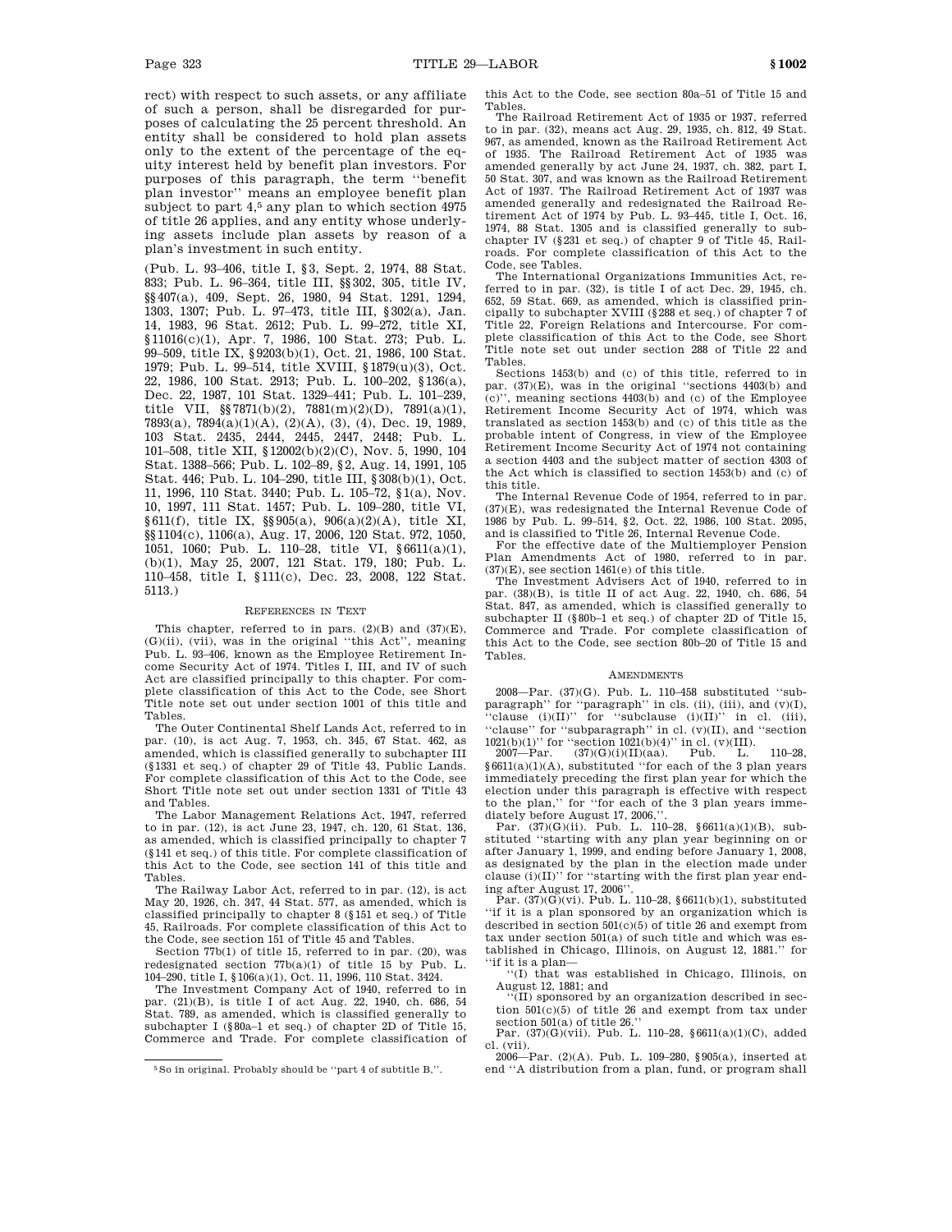rect) with respect to such assets, or any affiliate of such a person, shall be disregarded for purposes of calculating the 25 percent threshold. An entity shall be considered to hold plan assets only to the extent of the percentage of the equity interest held by benefit plan investors. For purposes of this paragraph, the term ''benefit plan investor'' means an employee benefit plan subject to part 4,[5] any plan to which section 4975 of title 26 applies, and any entity whose underlying assets include plan assets by reason of a plan's investment in such entity.

(Pub. L. 93–406, title I, §3, Sept. 2, 1974, 88 Stat. 833; Pub. L. 96–364, title III, §§302, 305, title IV, §§407(a), 409, Sept. 26, 1980, 94 Stat. 1291, 1294, 1303, 1307; Pub. L. 97–473, title III, §302(a), Jan. 14, 1983, 96 Stat. 2612; Pub. L. 99–272, title XI, §11016(c)(1), Apr. 7, 1986, 100 Stat. 273; Pub. L. 99–509, title IX, §9203(b)(1), Oct. 21, 1986, 100 Stat. 1979; Pub. L. 99–514, title XVIII, §1879(u)(3), Oct. 22, 1986, 100 Stat. 2913; Pub. L. 100–202, §136(a), Dec. 22, 1987, 101 Stat. 1329–441; Pub. L. 101–239, title VII, §§7871(b)(2), 7881(m)(2)(D), 7891(a)(1), 7893(a), 7894(a)(1)(A), (2)(A), (3), (4), Dec. 19, 1989, 103 Stat. 2435, 2444, 2445, 2447, 2448; Pub. L. 101–508, title XII, §12002(b)(2)(C), Nov. 5, 1990, 104 Stat. 1388–566; Pub. L. 102–89, §2, Aug. 14, 1991, 105 Stat. 446; Pub. L. 104–290, title III, §308(b)(1), Oct. 11, 1996, 110 Stat. 3440; Pub. L. 105–72, §1(a), Nov. 10, 1997, 111 Stat. 1457; Pub. L. 109–280, title VI, §611(f), title IX, §§905(a), 906(a)(2)(A), title XI, §§1104(c), 1106(a), Aug. 17, 2006, 120 Stat. 972, 1050, 1051, 1060; Pub. L. 110–28, title VI, §6611(a)(1), (b)(1), May 25, 2007, 121 Stat. 179, 180; Pub. L. 110–458, title I, §111(c), Dec. 23, 2008, 122 Stat. 5113.)

### REFERENCES IN TEXT

This chapter, referred to in pars. (2)(B) and (37)(E), (G)(ii), (vii), was in the original ''this Act'', meaning Pub. L. 93–406, known as the Employee Retirement Income Security Act of 1974. Titles I, III, and IV of such Act are classified principally to this chapter. For complete classification of this Act to the Code, see Short Title note set out under section 1001 of this title and Tables.

The Outer Continental Shelf Lands Act, referred to in par. (10), is act Aug. 7, 1953, ch. 345, 67 Stat. 462, as amended, which is classified generally to subchapter III (§1331 et seq.) of chapter 29 of Title 43, Public Lands. For complete classification of this Act to the Code, see Short Title note set out under section 1331 of Title 43 and Tables.

The Labor Management Relations Act, 1947, referred to in par. (12), is act June 23, 1947, ch. 120, 61 Stat. 136, as amended, which is classified principally to chapter 7 (§141 et seq.) of this title. For complete classification of this Act to the Code, see section 141 of this title and Tables.

The Railway Labor Act, referred to in par. (12), is act May 20, 1926, ch. 347, 44 Stat. 577, as amended, which is classified principally to chapter 8 (§151 et seq.) of Title 45, Railroads. For complete classification of this Act to the Code, see section 151 of Title 45 and Tables.

Section 77b(1) of title 15, referred to in par. (20), was redesignated section 77b(a)(1) of title 15 by Pub. L. 104–290, title I, §106(a)(1), Oct. 11, 1996, 110 Stat. 3424.

The Investment Company Act of 1940, referred to in par. (21)(B), is title I of act Aug. 22, 1940, ch. 686, 54 Stat. 789, as amended, which is classified generally to subchapter I (§80a–1 et seq.) of chapter 2D of Title 15, Commerce and Trade. For complete classification of this Act to the Code, see section 80a–51 of Title 15 and Tables.

The Railroad Retirement Act of 1935 or 1937, referred to in par. (32), means act Aug. 29, 1935, ch. 812, 49 Stat. 967, as amended, known as the Railroad Retirement Act of 1935. The Railroad Retirement Act of 1935 was amended generally by act June 24, 1937, ch. 382, part I, 50 Stat. 307, and was known as the Railroad Retirement Act of 1937. The Railroad Retirement Act of 1937 was amended generally and redesignated the Railroad Retirement Act of 1974 by Pub. L. 93–445, title I, Oct. 16, 1974, 88 Stat. 1305 and is classified generally to subchapter IV (§231 et seq.) of chapter 9 of Title 45, Railroads. For complete classification of this Act to the Code, see Tables.

The International Organizations Immunities Act, referred to in par. (32), is title I of act Dec. 29, 1945, ch. 652, 59 Stat. 669, as amended, which is classified principally to subchapter XVIII (§288 et seq.) of chapter 7 of Title 22, Foreign Relations and Intercourse. For complete classification of this Act to the Code, see Short Title note set out under section 288 of Title 22 and Tables.

Sections 1453(b) and (c) of this title, referred to in par. (37)(E), was in the original ''sections 4403(b) and (c)'', meaning sections 4403(b) and (c) of the Employee Retirement Income Security Act of 1974, which was translated as section 1453(b) and (c) of this title as the probable intent of Congress, in view of the Employee Retirement Income Security Act of 1974 not containing a section 4403 and the subject matter of section 4303 of the Act which is classified to section 1453(b) and (c) of this title.

The Internal Revenue Code of 1954, referred to in par. (37)(E), was redesignated the Internal Revenue Code of 1986 by Pub. L. 99–514, §2, Oct. 22, 1986, 100 Stat. 2095, and is classified to Title 26, Internal Revenue Code.

For the effective date of the Multiemployer Pension Plan Amendments Act of 1980, referred to in par. (37)(E), see section 1461(e) of this title.

The Investment Advisers Act of 1940, referred to in par. (38)(B), is title II of act Aug. 22, 1940, ch. 686, 54 Stat. 847, as amended, which is classified generally to subchapter II (§80b–1 et seq.) of chapter 2D of Title 15, Commerce and Trade. For complete classification of this Act to the Code, see section 80b–20 of Title 15 and Tables.

### AMENDMENTS

2008—Par. (37)(G). Pub. L. 110–458 substituted ''subparagraph'' for ''paragraph'' in cls. (ii), (iii), and (v)(I), ''clause (i)(II)'' for ''subclause (i)(II)'' in cl. (iii), ''clause'' for ''subparagraph'' in cl. (v)(II), and ''section 1021(b)(1)'' for ''section 1021(b)(4)'' in cl. (v)(III).

2007—Par. (37)(G)(i)(II)(aa). Pub. L. 110–28, §6611(a)(1)(A), substituted ''for each of the 3 plan years immediately preceding the first plan year for which the election under this paragraph is effective with respect to the plan,'' for ''for each of the 3 plan years immediately before August 17, 2006,''.

Par. (37)(G)(ii). Pub. L. 110–28, §6611(a)(1)(B), substituted ''starting with any plan year beginning on or after January 1, 1999, and ending before January 1, 2008, as designated by the plan in the election made under clause (i)(II)'' for ''starting with the first plan year ending after August 17, 2006''.

Par. (37)(G)(vi). Pub. L. 110–28, §6611(b)(1), substituted ''if it is a plan sponsored by an organization which is described in section 501(c)(5) of title 26 and exempt from tax under section 501(a) of such title and which was established in Chicago, Illinois, on August 12, 1881.'' for ''if it is a plan—

''(I) that was established in Chicago, Illinois, on August 12, 1881; and

''(II) sponsored by an organization described in section 501(c)(5) of title 26 and exempt from tax under section 501(a) of title 26.''

Par. (37)(G)(vii). Pub. L. 110–28, §6611(a)(1)(C), added cl. (vii).

2006—Par. (2)(A). Pub. L. 109–280, §905(a), inserted at end ''A distribution from a plan, fund, or program shall

[5] So in original. Probably should be ''part 4 of subtitle B,''.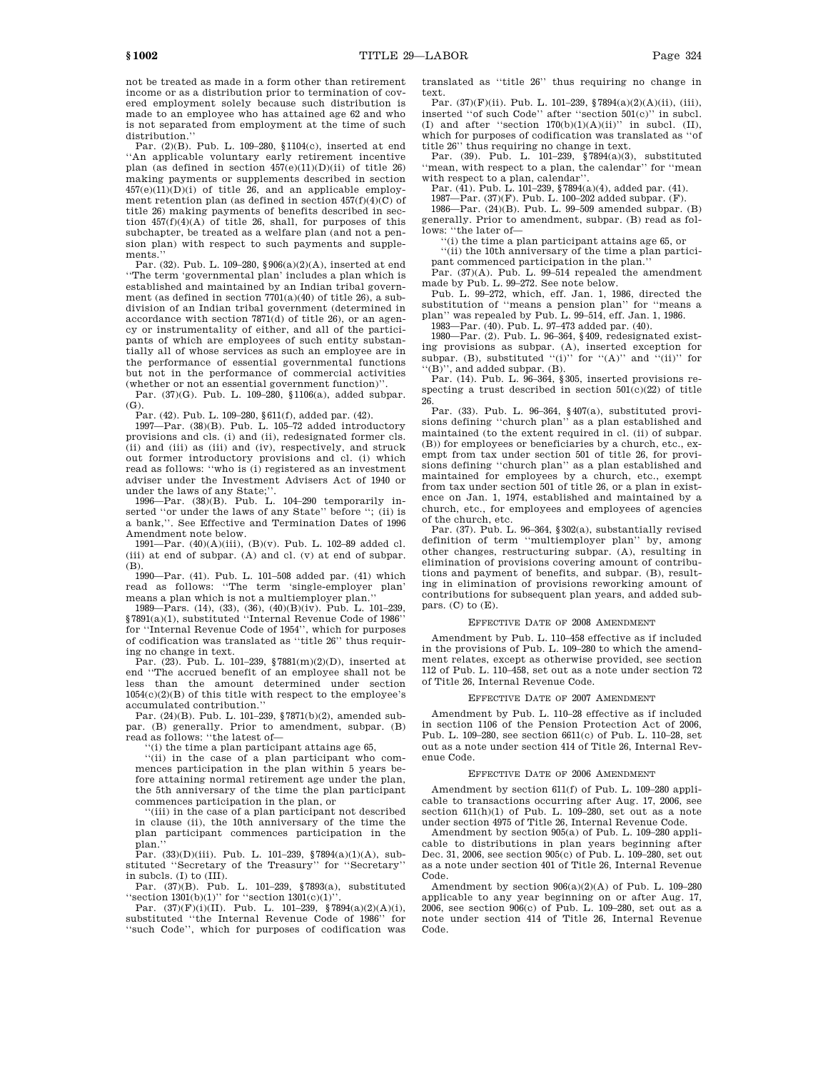not be treated as made in a form other than retirement income or as a distribution prior to termination of covered employment solely because such distribution is made to an employee who has attained age 62 and who is not separated from employment at the time of such distribution.''

Par. (2)(B). Pub. L. 109–280, §1104(c), inserted at end ''An applicable voluntary early retirement incentive plan (as defined in section 457(e)(11)(D)(ii) of title 26) making payments or supplements described in section 457(e)(11)(D)(i) of title 26, and an applicable employment retention plan (as defined in section 457(f)(4)(C) of title 26) making payments of benefits described in section 457(f)(4)(A) of title 26, shall, for purposes of this subchapter, be treated as a welfare plan (and not a pension plan) with respect to such payments and supplements.''

Par. (32). Pub. L. 109–280, §906(a)(2)(A), inserted at end ''The term 'governmental plan' includes a plan which is established and maintained by an Indian tribal government (as defined in section 7701(a)(40) of title 26), a subdivision of an Indian tribal government (determined in accordance with section 7871(d) of title 26), or an agency or instrumentality of either, and all of the participants of which are employees of such entity substantially all of whose services as such an employee are in the performance of essential governmental functions but not in the performance of commercial activities (whether or not an essential government function)''.

Par. (37)(G). Pub. L. 109–280, §1106(a), added subpar. (G).

Par. (42). Pub. L. 109–280, §611(f), added par. (42).

1997—Par. (38)(B). Pub. L. 105–72 added introductory provisions and cls. (i) and (ii), redesignated former cls. (ii) and (iii) as (iii) and (iv), respectively, and struck out former introductory provisions and cl. (i) which read as follows: ''who is (i) registered as an investment adviser under the Investment Advisers Act of 1940 or under the laws of any State;''.

1996—Par. (38)(B). Pub. L. 104–290 temporarily inserted ''or under the laws of any State'' before ''; (ii) is a bank,''. See Effective and Termination Dates of 1996 Amendment note below.

1991—Par. (40)(A)(iii), (B)(v). Pub. L. 102–89 added cl. (iii) at end of subpar. (A) and cl. (v) at end of subpar. (B).

1990—Par. (41). Pub. L. 101–508 added par. (41) which read as follows: ''The term 'single-employer plan' means a plan which is not a multiemployer plan.''

1989—Pars. (14), (33), (36), (40)(B)(iv). Pub. L. 101–239, §7891(a)(1), substituted ''Internal Revenue Code of 1986'' for ''Internal Revenue Code of 1954'', which for purposes of codification was translated as ''title 26'' thus requiring no change in text.

Par. (23). Pub. L. 101–239, §7881(m)(2)(D), inserted at end ''The accrued benefit of an employee shall not be less than the amount determined under section 1054(c)(2)(B) of this title with respect to the employee's accumulated contribution.''

Par. (24)(B). Pub. L. 101–239, §7871(b)(2), amended subpar. (B) generally. Prior to amendment, subpar. (B) read as follows: ''the latest of—

''(i) the time a plan participant attains age 65,

''(ii) in the case of a plan participant who commences participation in the plan within 5 years before attaining normal retirement age under the plan, the 5th anniversary of the time the plan participant commences participation in the plan, or

''(iii) in the case of a plan participant not described in clause (ii), the 10th anniversary of the time the plan participant commences participation in the plan.''

Par. (33)(D)(iii). Pub. L. 101–239, §7894(a)(1)(A), substituted ''Secretary of the Treasury'' for ''Secretary'' in subcls. (I) to (III).

Par. (37)(B). Pub. L. 101–239, §7893(a), substituted ''section 1301(b)(1)'' for ''section 1301(c)(1)''.

Par. (37)(F)(i)(II). Pub. L. 101–239, §7894(a)(2)(A)(i), substituted ''the Internal Revenue Code of 1986'' for ''such Code'', which for purposes of codification was translated as ''title 26'' thus requiring no change in text.

Par. (37)(F)(ii). Pub. L. 101–239, §7894(a)(2)(A)(ii), (iii), inserted ''of such Code'' after ''section 501(c)'' in subcl. (I) and after ''section 170(b)(1)(A)(ii)'' in subcl. (II), which for purposes of codification was translated as ''of title 26'' thus requiring no change in text.

Par. (39). Pub. L. 101–239, §7894(a)(3), substituted ''mean, with respect to a plan, the calendar'' for ''mean with respect to a plan, calendar''.

Par. (41). Pub. L. 101–239, §7894(a)(4), added par. (41).

1987—Par. (37)(F). Pub. L. 100–202 added subpar. (F).

1986—Par. (24)(B). Pub. L. 99–509 amended subpar. (B) generally. Prior to amendment, subpar. (B) read as follows: ''the later of—

''(i) the time a plan participant attains age 65, or

''(ii) the 10th anniversary of the time a plan participant commenced participation in the plan.''

Par. (37)(A). Pub. L. 99–514 repealed the amendment made by Pub. L. 99–272. See note below.

Pub. L. 99–272, which, eff. Jan. 1, 1986, directed the substitution of ''means a pension plan'' for ''means a plan'' was repealed by Pub. L. 99–514, eff. Jan. 1, 1986.

1983—Par. (40). Pub. L. 97–473 added par. (40).

1980—Par. (2). Pub. L. 96–364, §409, redesignated existing provisions as subpar. (A), inserted exception for subpar. (B), substituted ''(i)'' for ''(A)'' and ''(ii)'' for ''(B)'', and added subpar. (B).

Par. (14). Pub. L. 96–364, §305, inserted provisions respecting a trust described in section 501(c)(22) of title 26.

Par. (33). Pub. L. 96–364, §407(a), substituted provisions defining ''church plan'' as a plan established and maintained (to the extent required in cl. (ii) of subpar. (B)) for employees or beneficiaries by a church, etc., exempt from tax under section 501 of title 26, for provisions defining ''church plan'' as a plan established and maintained for employees by a church, etc., exempt from tax under section 501 of title 26, or a plan in existence on Jan. 1, 1974, established and maintained by a church, etc., for employees and employees of agencies of the church, etc.

Par. (37). Pub. L. 96–364, §302(a), substantially revised definition of term ''multiemployer plan'' by, among other changes, restructuring subpar. (A), resulting in elimination of provisions covering amount of contributions and payment of benefits, and subpar. (B), resulting in elimination of provisions reworking amount of contributions for subsequent plan years, and added subpars. (C) to (E).

## Effective Date of 2008 Amendment

Amendment by Pub. L. 110–458 effective as if included in the provisions of Pub. L. 109–280 to which the amendment relates, except as otherwise provided, see section 112 of Pub. L. 110–458, set out as a note under section 72 of Title 26, Internal Revenue Code.

## Effective Date of 2007 Amendment

Amendment by Pub. L. 110–28 effective as if included in section 1106 of the Pension Protection Act of 2006, Pub. L. 109–280, see section 6611(c) of Pub. L. 110–28, set out as a note under section 414 of Title 26, Internal Revenue Code.

## Effective Date of 2006 Amendment

Amendment by section 611(f) of Pub. L. 109–280 applicable to transactions occurring after Aug. 17, 2006, see section 611(h)(1) of Pub. L. 109–280, set out as a note under section 4975 of Title 26, Internal Revenue Code.

Amendment by section 905(a) of Pub. L. 109–280 applicable to distributions in plan years beginning after Dec. 31, 2006, see section 905(c) of Pub. L. 109–280, set out as a note under section 401 of Title 26, Internal Revenue Code.

Amendment by section 906(a)(2)(A) of Pub. L. 109–280 applicable to any year beginning on or after Aug. 17, 2006, see section 906(c) of Pub. L. 109–280, set out as a note under section 414 of Title 26, Internal Revenue Code.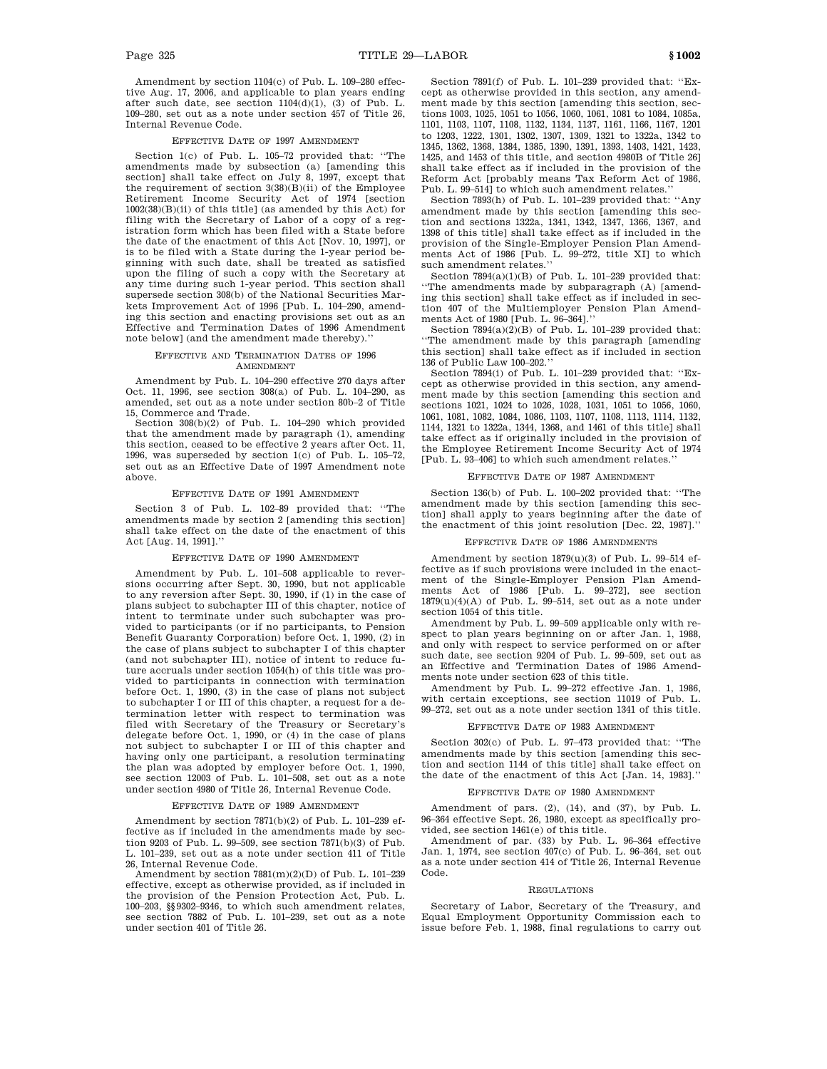Amendment by section 1104(c) of Pub. L. 109–280 effective Aug. 17, 2006, and applicable to plan years ending after such date, see section 1104(d)(1), (3) of Pub. L. 109–280, set out as a note under section 457 of Title 26, Internal Revenue Code.

EFFECTIVE DATE OF 1997 AMENDMENT

Section 1(c) of Pub. L. 105–72 provided that: ''The amendments made by subsection (a) [amending this section] shall take effect on July 8, 1997, except that the requirement of section 3(38)(B)(ii) of the Employee Retirement Income Security Act of 1974 [section 1002(38)(B)(ii) of this title] (as amended by this Act) for filing with the Secretary of Labor of a copy of a registration form which has been filed with a State before the date of the enactment of this Act [Nov. 10, 1997], or is to be filed with a State during the 1-year period beginning with such date, shall be treated as satisfied upon the filing of such a copy with the Secretary at any time during such 1-year period. This section shall supersede section 308(b) of the National Securities Markets Improvement Act of 1996 [Pub. L. 104–290, amending this section and enacting provisions set out as an Effective and Termination Dates of 1996 Amendment note below] (and the amendment made thereby).''

EFFECTIVE AND TERMINATION DATES OF 1996 AMENDMENT

Amendment by Pub. L. 104–290 effective 270 days after Oct. 11, 1996, see section 308(a) of Pub. L. 104–290, as amended, set out as a note under section 80b–2 of Title 15, Commerce and Trade.

Section 308(b)(2) of Pub. L. 104–290 which provided that the amendment made by paragraph (1), amending this section, ceased to be effective 2 years after Oct. 11, 1996, was superseded by section 1(c) of Pub. L. 105–72, set out as an Effective Date of 1997 Amendment note above.

EFFECTIVE DATE OF 1991 AMENDMENT

Section 3 of Pub. L. 102–89 provided that: ''The amendments made by section 2 [amending this section] shall take effect on the date of the enactment of this Act [Aug. 14, 1991].''

EFFECTIVE DATE OF 1990 AMENDMENT

Amendment by Pub. L. 101–508 applicable to reversions occurring after Sept. 30, 1990, but not applicable to any reversion after Sept. 30, 1990, if (1) in the case of plans subject to subchapter III of this chapter, notice of intent to terminate under such subchapter was provided to participants (or if no participants, to Pension Benefit Guaranty Corporation) before Oct. 1, 1990, (2) in the case of plans subject to subchapter I of this chapter (and not subchapter III), notice of intent to reduce future accruals under section 1054(h) of this title was provided to participants in connection with termination before Oct. 1, 1990, (3) in the case of plans not subject to subchapter I or III of this chapter, a request for a determination letter with respect to termination was filed with Secretary of the Treasury or Secretary's delegate before Oct. 1, 1990, or (4) in the case of plans not subject to subchapter I or III of this chapter and having only one participant, a resolution terminating the plan was adopted by employer before Oct. 1, 1990, see section 12003 of Pub. L. 101–508, set out as a note under section 4980 of Title 26, Internal Revenue Code.

EFFECTIVE DATE OF 1989 AMENDMENT

Amendment by section 7871(b)(2) of Pub. L. 101–239 effective as if included in the amendments made by section 9203 of Pub. L. 99–509, see section 7871(b)(3) of Pub. L. 101–239, set out as a note under section 411 of Title 26, Internal Revenue Code.

Amendment by section 7881(m)(2)(D) of Pub. L. 101–239 effective, except as otherwise provided, as if included in the provision of the Pension Protection Act, Pub. L. 100–203, §§9302–9346, to which such amendment relates, see section 7882 of Pub. L. 101–239, set out as a note under section 401 of Title 26.

Section 7891(f) of Pub. L. 101–239 provided that: ''Except as otherwise provided in this section, any amendment made by this section [amending this section, sections 1003, 1025, 1051 to 1056, 1060, 1061, 1081 to 1084, 1085a, 1101, 1103, 1107, 1108, 1132, 1134, 1137, 1161, 1166, 1167, 1201 to 1203, 1222, 1301, 1302, 1307, 1309, 1321 to 1322a, 1342 to 1345, 1362, 1368, 1384, 1385, 1390, 1391, 1393, 1403, 1421, 1423, 1425, and 1453 of this title, and section 4980B of Title 26] shall take effect as if included in the provision of the Reform Act [probably means Tax Reform Act of 1986, Pub. L. 99–514] to which such amendment relates.''

Section 7893(h) of Pub. L. 101–239 provided that: ''Any amendment made by this section [amending this section and sections 1322a, 1341, 1342, 1347, 1366, 1367, and 1398 of this title] shall take effect as if included in the provision of the Single-Employer Pension Plan Amendments Act of 1986 [Pub. L. 99–272, title XI] to which such amendment relates.''

Section 7894(a)(1)(B) of Pub. L. 101–239 provided that: ''The amendments made by subparagraph (A) [amending this section] shall take effect as if included in section 407 of the Multiemployer Pension Plan Amendments Act of 1980 [Pub. L. 96–364].''

Section 7894(a)(2)(B) of Pub. L. 101–239 provided that: ''The amendment made by this paragraph [amending this section] shall take effect as if included in section 136 of Public Law 100–202.''

Section 7894(i) of Pub. L. 101–239 provided that: ''Except as otherwise provided in this section, any amendment made by this section [amending this section and sections 1021, 1024 to 1026, 1028, 1031, 1051 to 1056, 1060, 1061, 1081, 1082, 1084, 1086, 1103, 1107, 1108, 1113, 1114, 1132, 1144, 1321 to 1322a, 1344, 1368, and 1461 of this title] shall take effect as if originally included in the provision of the Employee Retirement Income Security Act of 1974 [Pub. L. 93–406] to which such amendment relates.''

EFFECTIVE DATE OF 1987 AMENDMENT

Section 136(b) of Pub. L. 100–202 provided that: ''The amendment made by this section [amending this section] shall apply to years beginning after the date of the enactment of this joint resolution [Dec. 22, 1987].''

EFFECTIVE DATE OF 1986 AMENDMENTS

Amendment by section 1879(u)(3) of Pub. L. 99–514 effective as if such provisions were included in the enactment of the Single-Employer Pension Plan Amendments Act of 1986 [Pub. L. 99–272], see section 1879(u)(4)(A) of Pub. L. 99–514, set out as a note under section 1054 of this title.

Amendment by Pub. L. 99–509 applicable only with respect to plan years beginning on or after Jan. 1, 1988, and only with respect to service performed on or after such date, see section 9204 of Pub. L. 99–509, set out as an Effective and Termination Dates of 1986 Amendments note under section 623 of this title.

Amendment by Pub. L. 99–272 effective Jan. 1, 1986, with certain exceptions, see section 11019 of Pub. L. 99–272, set out as a note under section 1341 of this title.

EFFECTIVE DATE OF 1983 AMENDMENT

Section 302(c) of Pub. L. 97–473 provided that: ''The amendments made by this section [amending this section and section 1144 of this title] shall take effect on the date of the enactment of this Act [Jan. 14, 1983].''

EFFECTIVE DATE OF 1980 AMENDMENT

Amendment of pars. (2), (14), and (37), by Pub. L. 96–364 effective Sept. 26, 1980, except as specifically provided, see section 1461(e) of this title.

Amendment of par. (33) by Pub. L. 96–364 effective Jan. 1, 1974, see section 407(c) of Pub. L. 96–364, set out as a note under section 414 of Title 26, Internal Revenue Code.

REGULATIONS

Secretary of Labor, Secretary of the Treasury, and Equal Employment Opportunity Commission each to issue before Feb. 1, 1988, final regulations to carry out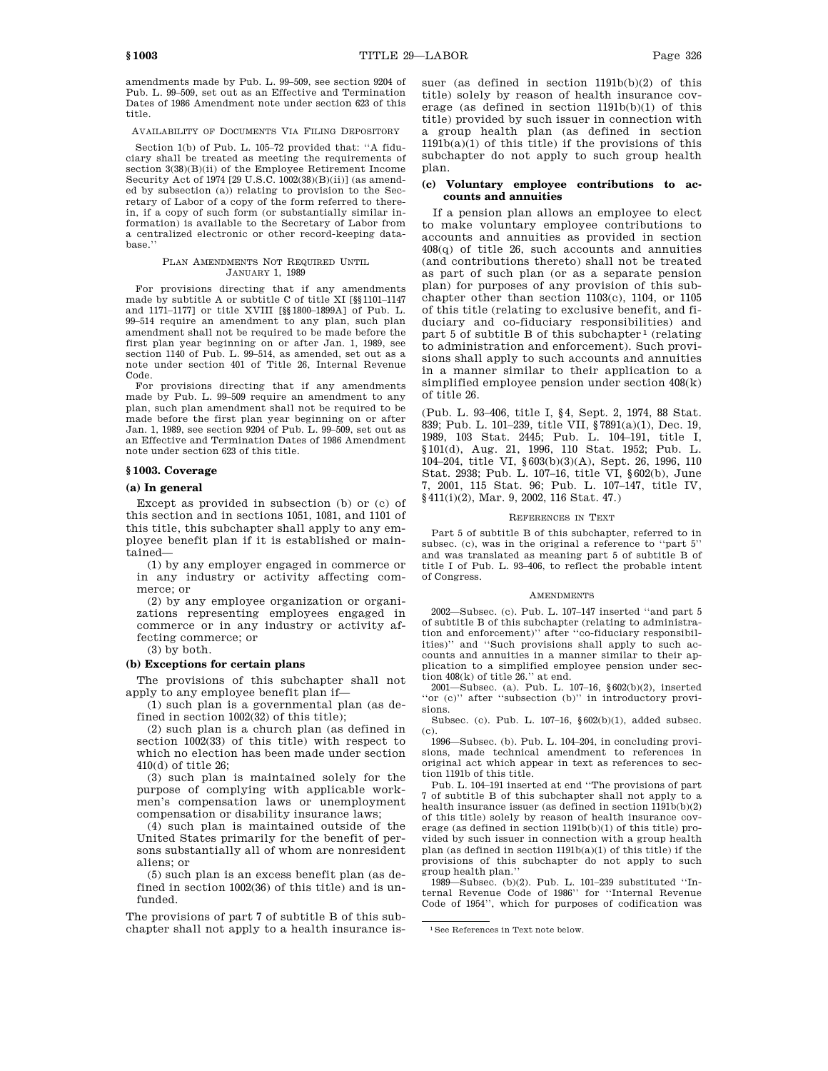amendments made by Pub. L. 99–509, see section 9204 of Pub. L. 99–509, set out as an Effective and Termination Dates of 1986 Amendment note under section 623 of this title.

AVAILABILITY OF DOCUMENTS VIA FILING DEPOSITORY

Section 1(b) of Pub. L. 105–72 provided that: ''A fiduciary shall be treated as meeting the requirements of section 3(38)(B)(ii) of the Employee Retirement Income Security Act of 1974 [29 U.S.C. 1002(38)(B)(ii)] (as amended by subsection (a)) relating to provision to the Secretary of Labor of a copy of the form referred to therein, if a copy of such form (or substantially similar information) is available to the Secretary of Labor from a centralized electronic or other record-keeping database.''

PLAN AMENDMENTS NOT REQUIRED UNTIL JANUARY 1, 1989

For provisions directing that if any amendments made by subtitle A or subtitle C of title XI [§§1101–1147 and 1171–1177] or title XVIII [§§1800–1899A] of Pub. L. 99–514 require an amendment to any plan, such plan amendment shall not be required to be made before the first plan year beginning on or after Jan. 1, 1989, see section 1140 of Pub. L. 99–514, as amended, set out as a note under section 401 of Title 26, Internal Revenue Code.

For provisions directing that if any amendments made by Pub. L. 99–509 require an amendment to any plan, such plan amendment shall not be required to be made before the first plan year beginning on or after Jan. 1, 1989, see section 9204 of Pub. L. 99–509, set out as an Effective and Termination Dates of 1986 Amendment note under section 623 of this title.

## § 1003. Coverage

### (a) In general

Except as provided in subsection (b) or (c) of this section and in sections 1051, 1081, and 1101 of this title, this subchapter shall apply to any employee benefit plan if it is established or maintained—

(1) by any employer engaged in commerce or in any industry or activity affecting commerce; or

(2) by any employee organization or organizations representing employees engaged in commerce or in any industry or activity affecting commerce; or

(3) by both.

### (b) Exceptions for certain plans

The provisions of this subchapter shall not apply to any employee benefit plan if—

(1) such plan is a governmental plan (as defined in section 1002(32) of this title);

(2) such plan is a church plan (as defined in section 1002(33) of this title) with respect to which no election has been made under section 410(d) of title 26;

(3) such plan is maintained solely for the purpose of complying with applicable workmen's compensation laws or unemployment compensation or disability insurance laws;

(4) such plan is maintained outside of the United States primarily for the benefit of persons substantially all of whom are nonresident aliens; or

(5) such plan is an excess benefit plan (as defined in section 1002(36) of this title) and is unfunded.

The provisions of part 7 of subtitle B of this subchapter shall not apply to a health insurance issuer (as defined in section 1191b(b)(2) of this title) solely by reason of health insurance coverage (as defined in section 1191b(b)(1) of this title) provided by such issuer in connection with a group health plan (as defined in section 1191b(a)(1) of this title) if the provisions of this subchapter do not apply to such group health plan.

### (c) Voluntary employee contributions to accounts and annuities

If a pension plan allows an employee to elect to make voluntary employee contributions to accounts and annuities as provided in section 408(q) of title 26, such accounts and annuities (and contributions thereto) shall not be treated as part of such plan (or as a separate pension plan) for purposes of any provision of this subchapter other than section 1103(c), 1104, or 1105 of this title (relating to exclusive benefit, and fiduciary and co-fiduciary responsibilities) and part 5 of subtitle B of this subchapter[1] (relating to administration and enforcement). Such provisions shall apply to such accounts and annuities in a manner similar to their application to a simplified employee pension under section 408(k) of title 26.

(Pub. L. 93–406, title I, §4, Sept. 2, 1974, 88 Stat. 839; Pub. L. 101–239, title VII, §7891(a)(1), Dec. 19, 1989, 103 Stat. 2445; Pub. L. 104–191, title I, §101(d), Aug. 21, 1996, 110 Stat. 1952; Pub. L. 104–204, title VI, §603(b)(3)(A), Sept. 26, 1996, 110 Stat. 2938; Pub. L. 107–16, title VI, §602(b), June 7, 2001, 115 Stat. 96; Pub. L. 107–147, title IV, §411(i)(2), Mar. 9, 2002, 116 Stat. 47.)

REFERENCES IN TEXT

Part 5 of subtitle B of this subchapter, referred to in subsec. (c), was in the original a reference to ''part 5'' and was translated as meaning part 5 of subtitle B of title I of Pub. L. 93–406, to reflect the probable intent of Congress.

AMENDMENTS

2002—Subsec. (c). Pub. L. 107–147 inserted ''and part 5 of subtitle B of this subchapter (relating to administration and enforcement)'' after ''co-fiduciary responsibilities)'' and ''Such provisions shall apply to such accounts and annuities in a manner similar to their application to a simplified employee pension under section 408(k) of title 26.'' at end.

2001—Subsec. (a). Pub. L. 107–16, §602(b)(2), inserted ''or (c)'' after ''subsection (b)'' in introductory provisions.

Subsec. (c). Pub. L. 107–16, §602(b)(1), added subsec. (c).

1996—Subsec. (b). Pub. L. 104–204, in concluding provisions, made technical amendment to references in original act which appear in text as references to section 1191b of this title.

Pub. L. 104–191 inserted at end ''The provisions of part 7 of subtitle B of this subchapter shall not apply to a health insurance issuer (as defined in section 1191b(b)(2) of this title) solely by reason of health insurance coverage (as defined in section 1191b(b)(1) of this title) provided by such issuer in connection with a group health plan (as defined in section 1191b(a)(1) of this title) if the provisions of this subchapter do not apply to such group health plan.''

1989—Subsec. (b)(2). Pub. L. 101–239 substituted ''Internal Revenue Code of 1986'' for ''Internal Revenue Code of 1954'', which for purposes of codification was

[1] See References in Text note below.